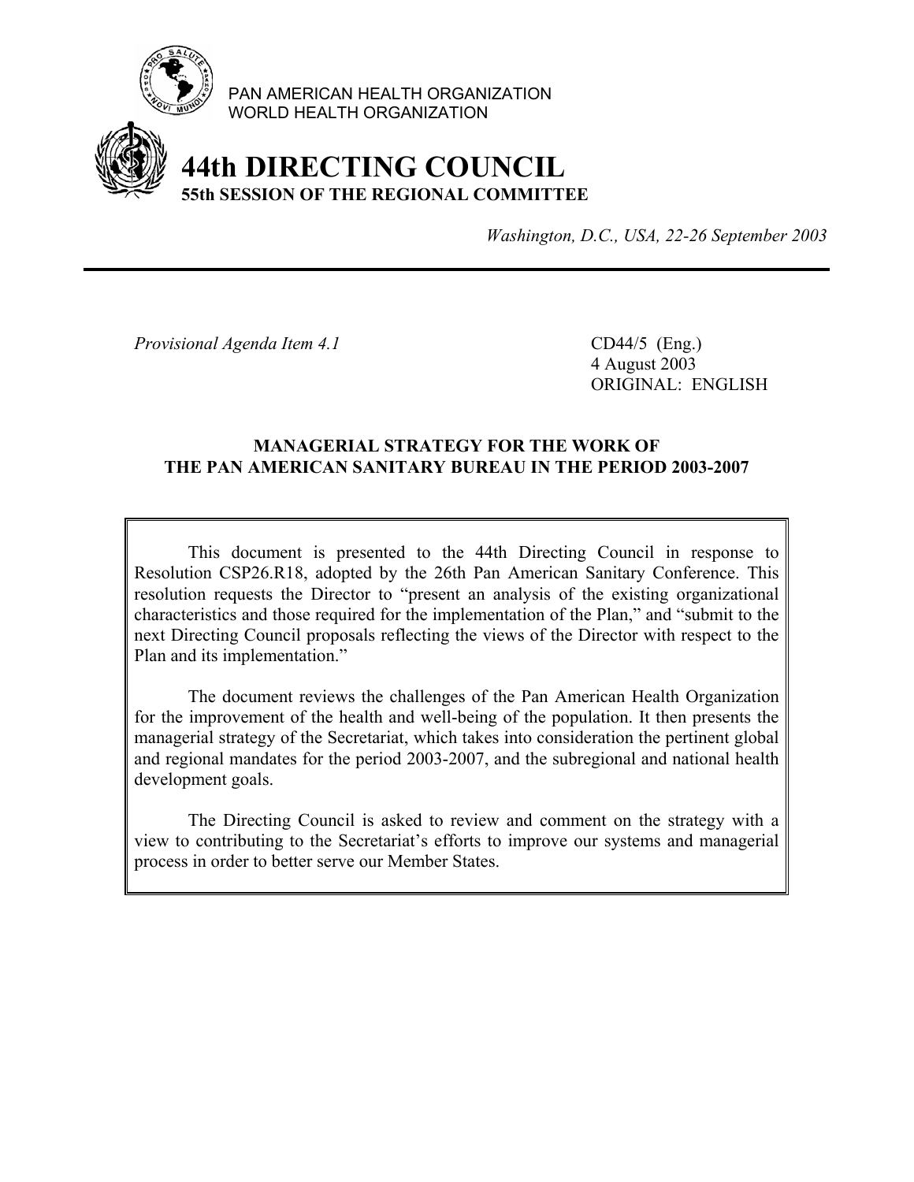PAN AMERICAN HEALTH ORGANIZATION
WORLD HEALTH ORGANIZATION

# 44th DIRECTING COUNCIL
## 55th SESSION OF THE REGIONAL COMMITTEE

*Washington, D.C., USA, 22-26 September 2003*

---

*Provisional Agenda Item 4.1*

CD44/5 (Eng.)
4 August 2003
ORIGINAL: ENGLISH

### MANAGERIAL STRATEGY FOR THE WORK OF THE PAN AMERICAN SANITARY BUREAU IN THE PERIOD 2003-2007

This document is presented to the 44th Directing Council in response to Resolution CSP26.R18, adopted by the 26th Pan American Sanitary Conference. This resolution requests the Director to "present an analysis of the existing organizational characteristics and those required for the implementation of the Plan," and "submit to the next Directing Council proposals reflecting the views of the Director with respect to the Plan and its implementation."

The document reviews the challenges of the Pan American Health Organization for the improvement of the health and well-being of the population. It then presents the managerial strategy of the Secretariat, which takes into consideration the pertinent global and regional mandates for the period 2003-2007, and the subregional and national health development goals.

The Directing Council is asked to review and comment on the strategy with a view to contributing to the Secretariat's efforts to improve our systems and managerial process in order to better serve our Member States.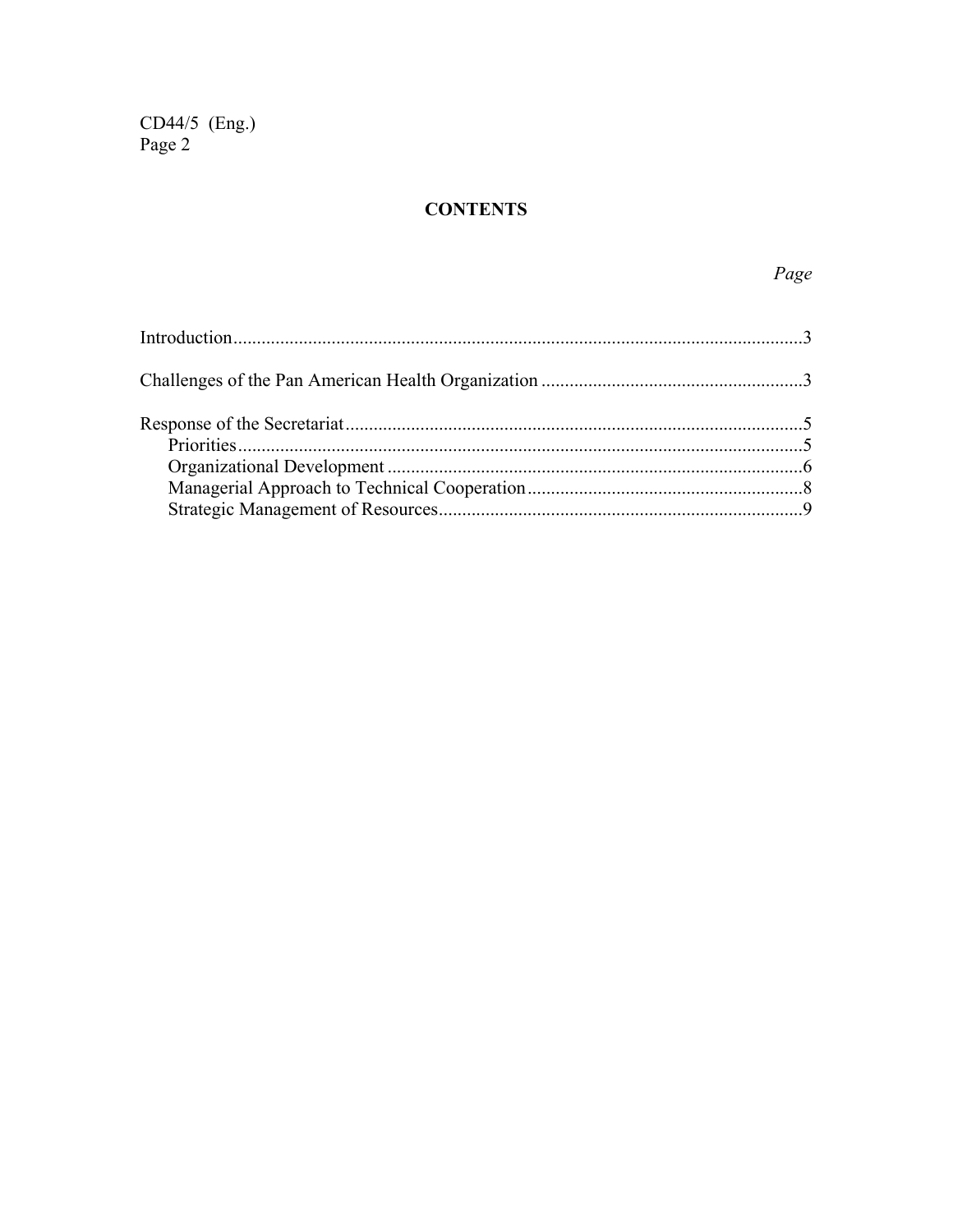# CONTENTS

| | *Page* |
|---|---|
| Introduction | 3 |
| Challenges of the Pan American Health Organization | 3 |
| Response of the Secretariat | 5 |
| Priorities | 5 |
| Organizational Development | 6 |
| Managerial Approach to Technical Cooperation | 8 |
| Strategic Management of Resources | 9 |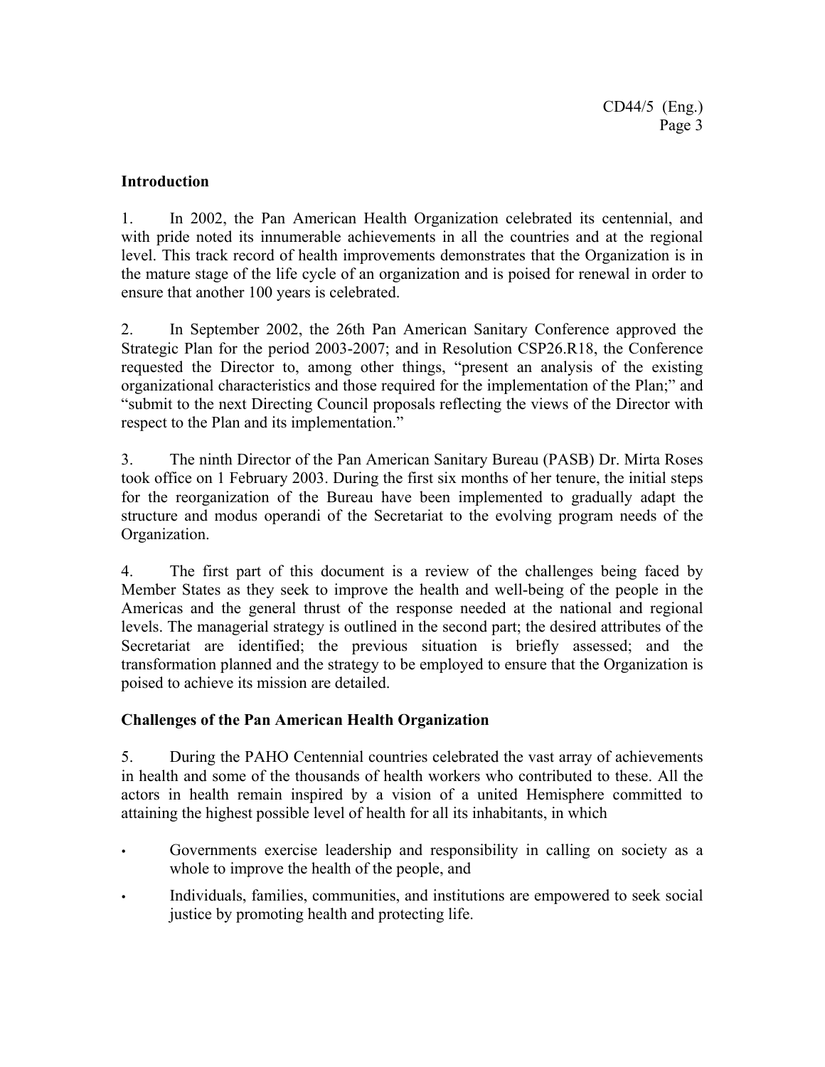## Introduction

1. In 2002, the Pan American Health Organization celebrated its centennial, and with pride noted its innumerable achievements in all the countries and at the regional level. This track record of health improvements demonstrates that the Organization is in the mature stage of the life cycle of an organization and is poised for renewal in order to ensure that another 100 years is celebrated.

2. In September 2002, the 26th Pan American Sanitary Conference approved the Strategic Plan for the period 2003-2007; and in Resolution CSP26.R18, the Conference requested the Director to, among other things, "present an analysis of the existing organizational characteristics and those required for the implementation of the Plan;" and "submit to the next Directing Council proposals reflecting the views of the Director with respect to the Plan and its implementation."

3. The ninth Director of the Pan American Sanitary Bureau (PASB) Dr. Mirta Roses took office on 1 February 2003. During the first six months of her tenure, the initial steps for the reorganization of the Bureau have been implemented to gradually adapt the structure and modus operandi of the Secretariat to the evolving program needs of the Organization.

4. The first part of this document is a review of the challenges being faced by Member States as they seek to improve the health and well-being of the people in the Americas and the general thrust of the response needed at the national and regional levels. The managerial strategy is outlined in the second part; the desired attributes of the Secretariat are identified; the previous situation is briefly assessed; and the transformation planned and the strategy to be employed to ensure that the Organization is poised to achieve its mission are detailed.

## Challenges of the Pan American Health Organization

5. During the PAHO Centennial countries celebrated the vast array of achievements in health and some of the thousands of health workers who contributed to these. All the actors in health remain inspired by a vision of a united Hemisphere committed to attaining the highest possible level of health for all its inhabitants, in which

- Governments exercise leadership and responsibility in calling on society as a whole to improve the health of the people, and
- Individuals, families, communities, and institutions are empowered to seek social justice by promoting health and protecting life.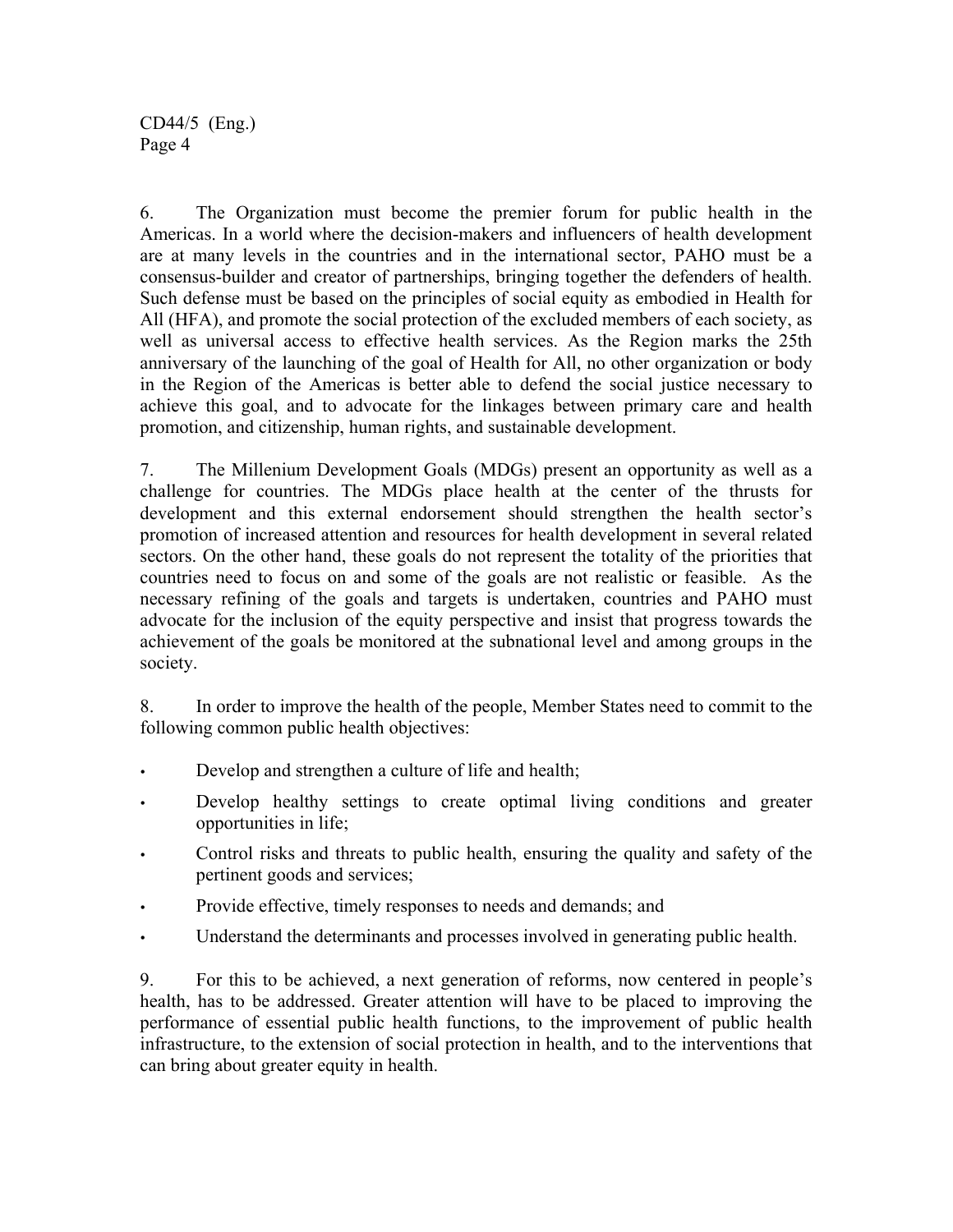6. The Organization must become the premier forum for public health in the Americas. In a world where the decision-makers and influencers of health development are at many levels in the countries and in the international sector, PAHO must be a consensus-builder and creator of partnerships, bringing together the defenders of health. Such defense must be based on the principles of social equity as embodied in Health for All (HFA), and promote the social protection of the excluded members of each society, as well as universal access to effective health services. As the Region marks the 25th anniversary of the launching of the goal of Health for All, no other organization or body in the Region of the Americas is better able to defend the social justice necessary to achieve this goal, and to advocate for the linkages between primary care and health promotion, and citizenship, human rights, and sustainable development.

7. The Millenium Development Goals (MDGs) present an opportunity as well as a challenge for countries. The MDGs place health at the center of the thrusts for development and this external endorsement should strengthen the health sector's promotion of increased attention and resources for health development in several related sectors. On the other hand, these goals do not represent the totality of the priorities that countries need to focus on and some of the goals are not realistic or feasible. As the necessary refining of the goals and targets is undertaken, countries and PAHO must advocate for the inclusion of the equity perspective and insist that progress towards the achievement of the goals be monitored at the subnational level and among groups in the society.

8. In order to improve the health of the people, Member States need to commit to the following common public health objectives:

- Develop and strengthen a culture of life and health;
- Develop healthy settings to create optimal living conditions and greater opportunities in life;
- Control risks and threats to public health, ensuring the quality and safety of the pertinent goods and services;
- Provide effective, timely responses to needs and demands; and
- Understand the determinants and processes involved in generating public health.

9. For this to be achieved, a next generation of reforms, now centered in people's health, has to be addressed. Greater attention will have to be placed to improving the performance of essential public health functions, to the improvement of public health infrastructure, to the extension of social protection in health, and to the interventions that can bring about greater equity in health.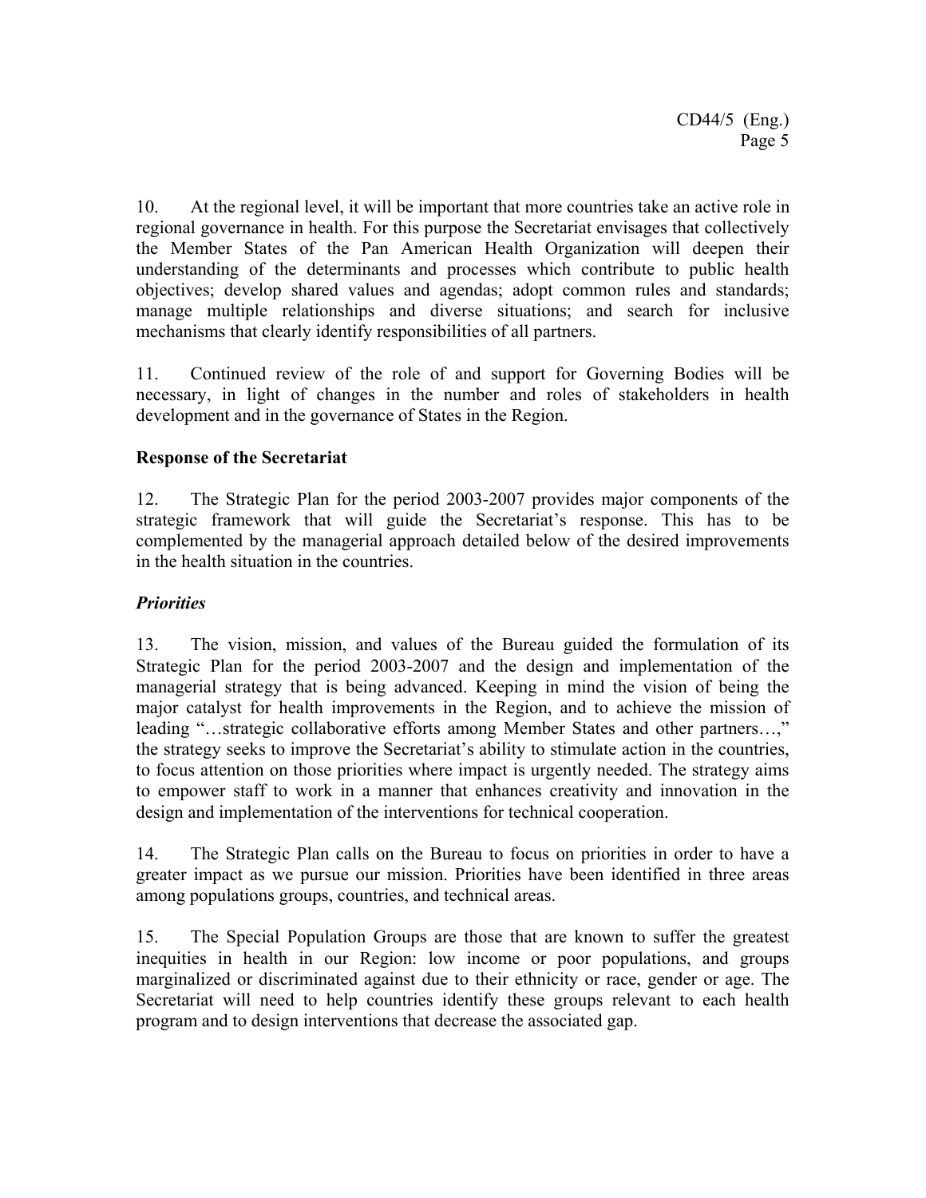10. At the regional level, it will be important that more countries take an active role in regional governance in health. For this purpose the Secretariat envisages that collectively the Member States of the Pan American Health Organization will deepen their understanding of the determinants and processes which contribute to public health objectives; develop shared values and agendas; adopt common rules and standards; manage multiple relationships and diverse situations; and search for inclusive mechanisms that clearly identify responsibilities of all partners.

11. Continued review of the role of and support for Governing Bodies will be necessary, in light of changes in the number and roles of stakeholders in health development and in the governance of States in the Region.

**Response of the Secretariat**

12. The Strategic Plan for the period 2003-2007 provides major components of the strategic framework that will guide the Secretariat's response. This has to be complemented by the managerial approach detailed below of the desired improvements in the health situation in the countries.

***Priorities***

13. The vision, mission, and values of the Bureau guided the formulation of its Strategic Plan for the period 2003-2007 and the design and implementation of the managerial strategy that is being advanced. Keeping in mind the vision of being the major catalyst for health improvements in the Region, and to achieve the mission of leading "…strategic collaborative efforts among Member States and other partners…," the strategy seeks to improve the Secretariat's ability to stimulate action in the countries, to focus attention on those priorities where impact is urgently needed. The strategy aims to empower staff to work in a manner that enhances creativity and innovation in the design and implementation of the interventions for technical cooperation.

14. The Strategic Plan calls on the Bureau to focus on priorities in order to have a greater impact as we pursue our mission. Priorities have been identified in three areas among populations groups, countries, and technical areas.

15. The Special Population Groups are those that are known to suffer the greatest inequities in health in our Region: low income or poor populations, and groups marginalized or discriminated against due to their ethnicity or race, gender or age. The Secretariat will need to help countries identify these groups relevant to each health program and to design interventions that decrease the associated gap.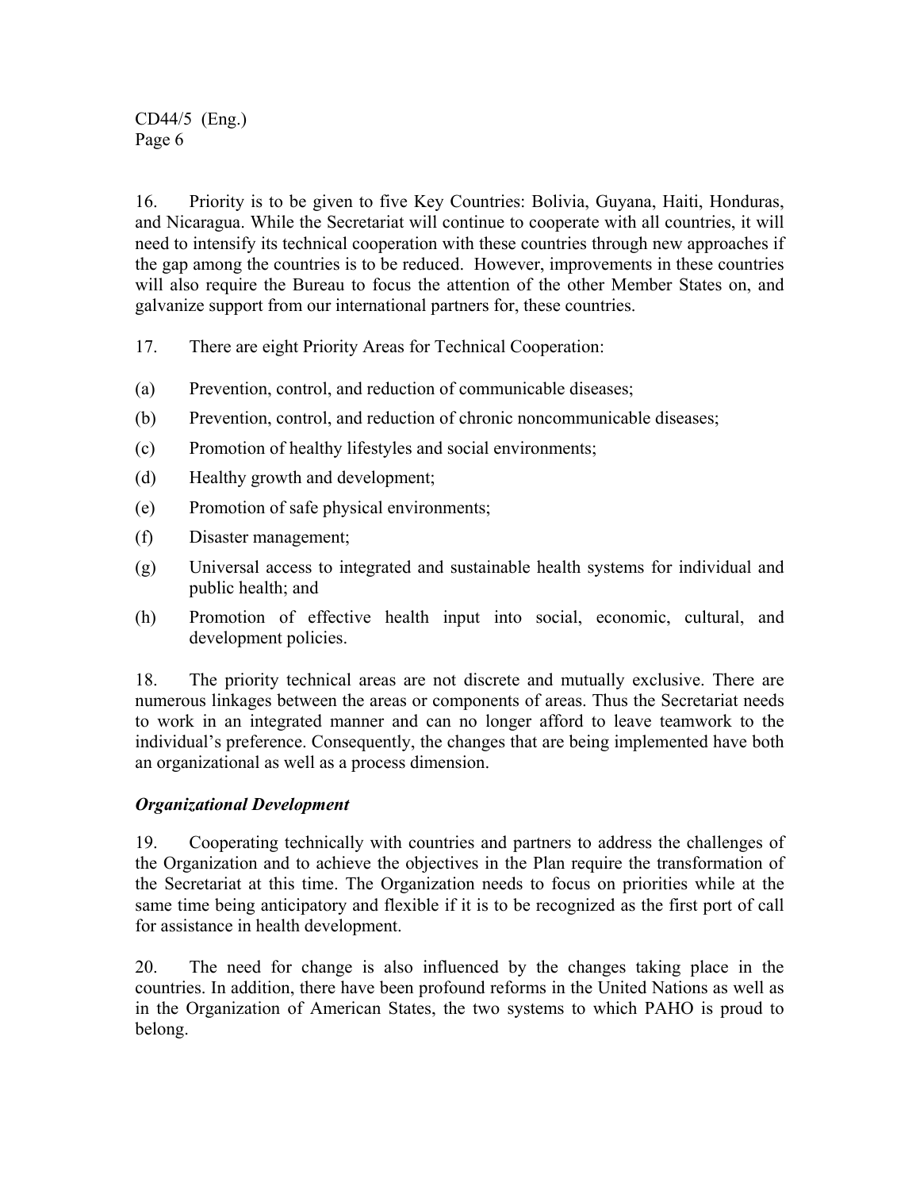16. Priority is to be given to five Key Countries: Bolivia, Guyana, Haiti, Honduras, and Nicaragua. While the Secretariat will continue to cooperate with all countries, it will need to intensify its technical cooperation with these countries through new approaches if the gap among the countries is to be reduced. However, improvements in these countries will also require the Bureau to focus the attention of the other Member States on, and galvanize support from our international partners for, these countries.

17. There are eight Priority Areas for Technical Cooperation:

(a) Prevention, control, and reduction of communicable diseases;

(b) Prevention, control, and reduction of chronic noncommunicable diseases;

(c) Promotion of healthy lifestyles and social environments;

(d) Healthy growth and development;

(e) Promotion of safe physical environments;

(f) Disaster management;

(g) Universal access to integrated and sustainable health systems for individual and public health; and

(h) Promotion of effective health input into social, economic, cultural, and development policies.

18. The priority technical areas are not discrete and mutually exclusive. There are numerous linkages between the areas or components of areas. Thus the Secretariat needs to work in an integrated manner and can no longer afford to leave teamwork to the individual's preference. Consequently, the changes that are being implemented have both an organizational as well as a process dimension.

***Organizational Development***

19. Cooperating technically with countries and partners to address the challenges of the Organization and to achieve the objectives in the Plan require the transformation of the Secretariat at this time. The Organization needs to focus on priorities while at the same time being anticipatory and flexible if it is to be recognized as the first port of call for assistance in health development.

20. The need for change is also influenced by the changes taking place in the countries. In addition, there have been profound reforms in the United Nations as well as in the Organization of American States, the two systems to which PAHO is proud to belong.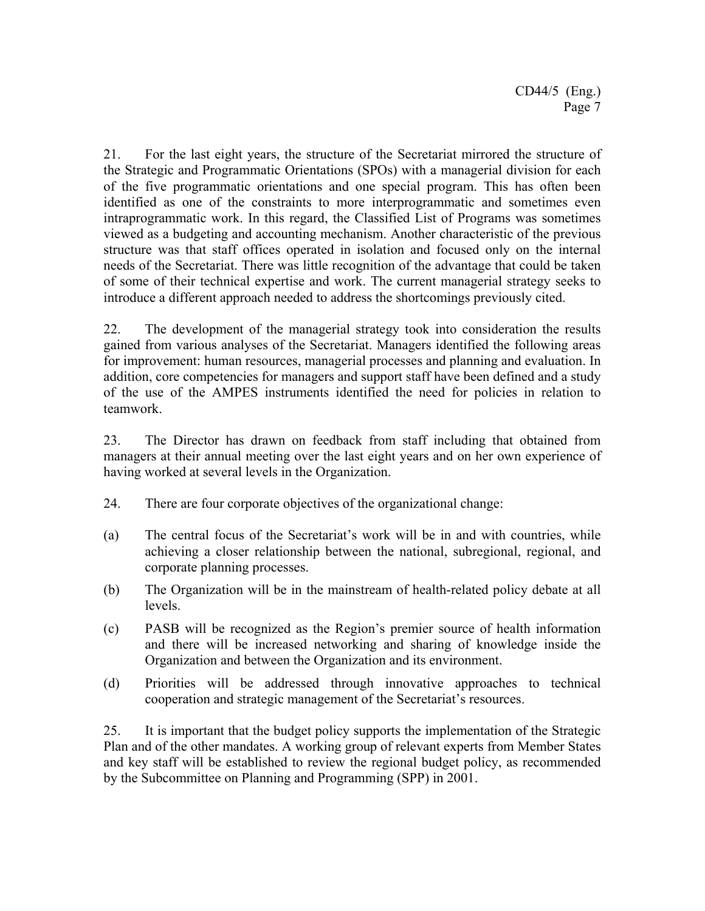21. For the last eight years, the structure of the Secretariat mirrored the structure of the Strategic and Programmatic Orientations (SPOs) with a managerial division for each of the five programmatic orientations and one special program. This has often been identified as one of the constraints to more interprogrammatic and sometimes even intraprogrammatic work. In this regard, the Classified List of Programs was sometimes viewed as a budgeting and accounting mechanism. Another characteristic of the previous structure was that staff offices operated in isolation and focused only on the internal needs of the Secretariat. There was little recognition of the advantage that could be taken of some of their technical expertise and work. The current managerial strategy seeks to introduce a different approach needed to address the shortcomings previously cited.

22. The development of the managerial strategy took into consideration the results gained from various analyses of the Secretariat. Managers identified the following areas for improvement: human resources, managerial processes and planning and evaluation. In addition, core competencies for managers and support staff have been defined and a study of the use of the AMPES instruments identified the need for policies in relation to teamwork.

23. The Director has drawn on feedback from staff including that obtained from managers at their annual meeting over the last eight years and on her own experience of having worked at several levels in the Organization.

24. There are four corporate objectives of the organizational change:

(a) The central focus of the Secretariat's work will be in and with countries, while achieving a closer relationship between the national, subregional, regional, and corporate planning processes.

(b) The Organization will be in the mainstream of health-related policy debate at all levels.

(c) PASB will be recognized as the Region's premier source of health information and there will be increased networking and sharing of knowledge inside the Organization and between the Organization and its environment.

(d) Priorities will be addressed through innovative approaches to technical cooperation and strategic management of the Secretariat's resources.

25. It is important that the budget policy supports the implementation of the Strategic Plan and of the other mandates. A working group of relevant experts from Member States and key staff will be established to review the regional budget policy, as recommended by the Subcommittee on Planning and Programming (SPP) in 2001.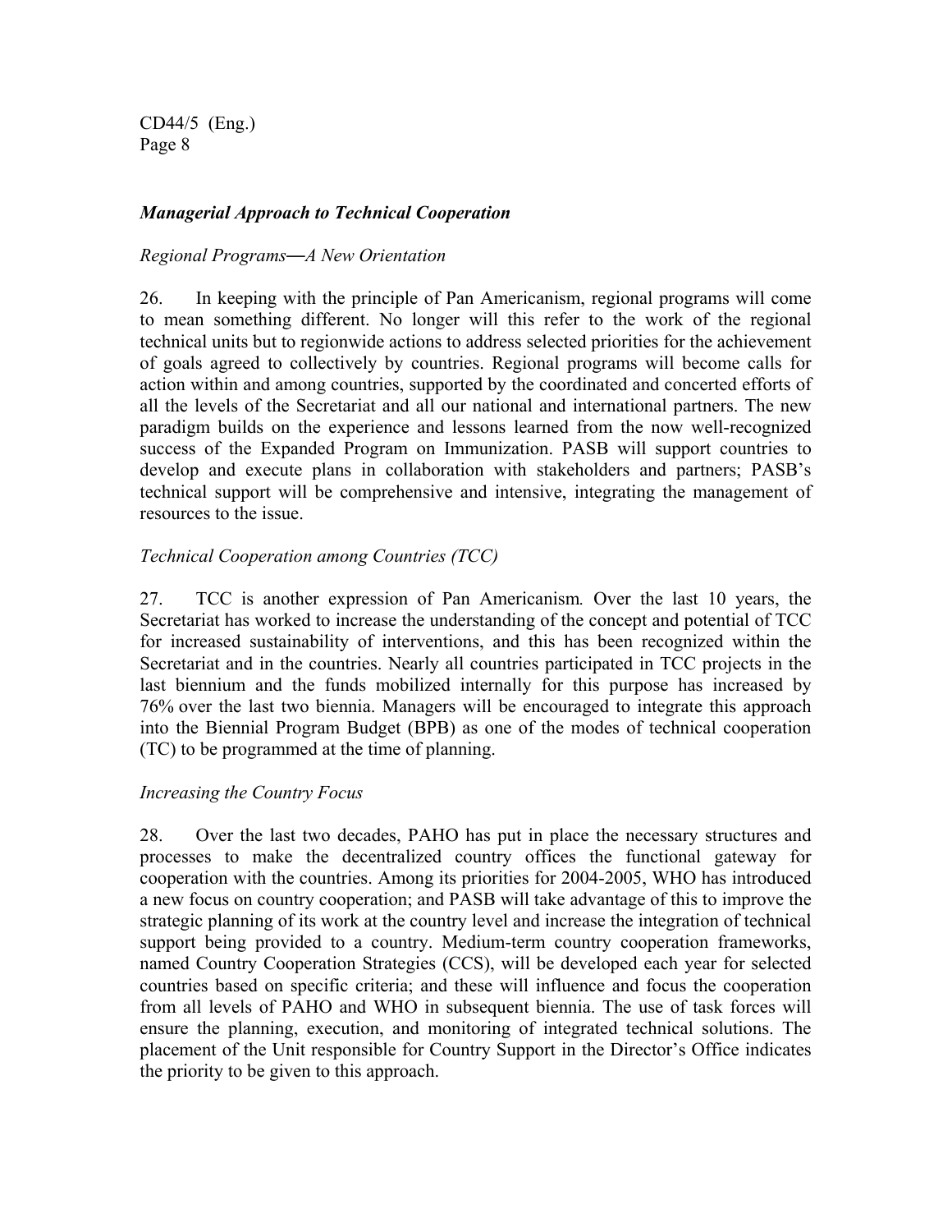### *Managerial Approach to Technical Cooperation*

*Regional Programs—A New Orientation*

26. In keeping with the principle of Pan Americanism, regional programs will come to mean something different. No longer will this refer to the work of the regional technical units but to regionwide actions to address selected priorities for the achievement of goals agreed to collectively by countries. Regional programs will become calls for action within and among countries, supported by the coordinated and concerted efforts of all the levels of the Secretariat and all our national and international partners. The new paradigm builds on the experience and lessons learned from the now well-recognized success of the Expanded Program on Immunization. PASB will support countries to develop and execute plans in collaboration with stakeholders and partners; PASB's technical support will be comprehensive and intensive, integrating the management of resources to the issue.

*Technical Cooperation among Countries (TCC)*

27. TCC is another expression of Pan Americanism*.* Over the last 10 years, the Secretariat has worked to increase the understanding of the concept and potential of TCC for increased sustainability of interventions, and this has been recognized within the Secretariat and in the countries. Nearly all countries participated in TCC projects in the last biennium and the funds mobilized internally for this purpose has increased by 76% over the last two biennia. Managers will be encouraged to integrate this approach into the Biennial Program Budget (BPB) as one of the modes of technical cooperation (TC) to be programmed at the time of planning.

*Increasing the Country Focus*

28. Over the last two decades, PAHO has put in place the necessary structures and processes to make the decentralized country offices the functional gateway for cooperation with the countries. Among its priorities for 2004-2005, WHO has introduced a new focus on country cooperation; and PASB will take advantage of this to improve the strategic planning of its work at the country level and increase the integration of technical support being provided to a country. Medium-term country cooperation frameworks, named Country Cooperation Strategies (CCS), will be developed each year for selected countries based on specific criteria; and these will influence and focus the cooperation from all levels of PAHO and WHO in subsequent biennia. The use of task forces will ensure the planning, execution, and monitoring of integrated technical solutions. The placement of the Unit responsible for Country Support in the Director's Office indicates the priority to be given to this approach.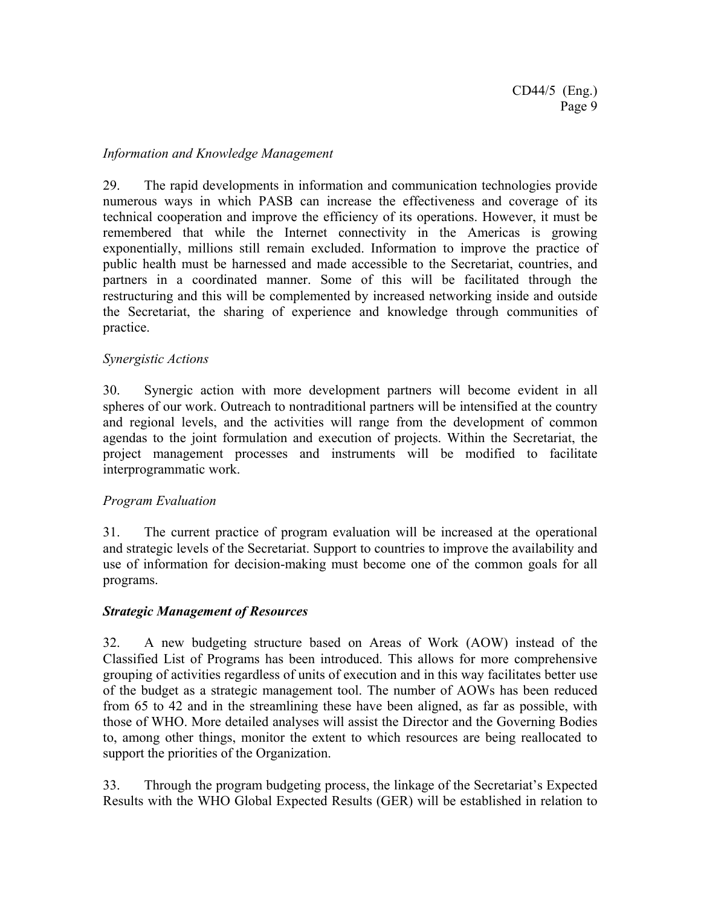*Information and Knowledge Management*

29. The rapid developments in information and communication technologies provide numerous ways in which PASB can increase the effectiveness and coverage of its technical cooperation and improve the efficiency of its operations. However, it must be remembered that while the Internet connectivity in the Americas is growing exponentially, millions still remain excluded. Information to improve the practice of public health must be harnessed and made accessible to the Secretariat, countries, and partners in a coordinated manner. Some of this will be facilitated through the restructuring and this will be complemented by increased networking inside and outside the Secretariat, the sharing of experience and knowledge through communities of practice.

*Synergistic Actions*

30. Synergic action with more development partners will become evident in all spheres of our work. Outreach to nontraditional partners will be intensified at the country and regional levels, and the activities will range from the development of common agendas to the joint formulation and execution of projects. Within the Secretariat, the project management processes and instruments will be modified to facilitate interprogrammatic work.

*Program Evaluation*

31. The current practice of program evaluation will be increased at the operational and strategic levels of the Secretariat. Support to countries to improve the availability and use of information for decision-making must become one of the common goals for all programs.

***Strategic Management of Resources***

32. A new budgeting structure based on Areas of Work (AOW) instead of the Classified List of Programs has been introduced. This allows for more comprehensive grouping of activities regardless of units of execution and in this way facilitates better use of the budget as a strategic management tool. The number of AOWs has been reduced from 65 to 42 and in the streamlining these have been aligned, as far as possible, with those of WHO. More detailed analyses will assist the Director and the Governing Bodies to, among other things, monitor the extent to which resources are being reallocated to support the priorities of the Organization.

33. Through the program budgeting process, the linkage of the Secretariat's Expected Results with the WHO Global Expected Results (GER) will be established in relation to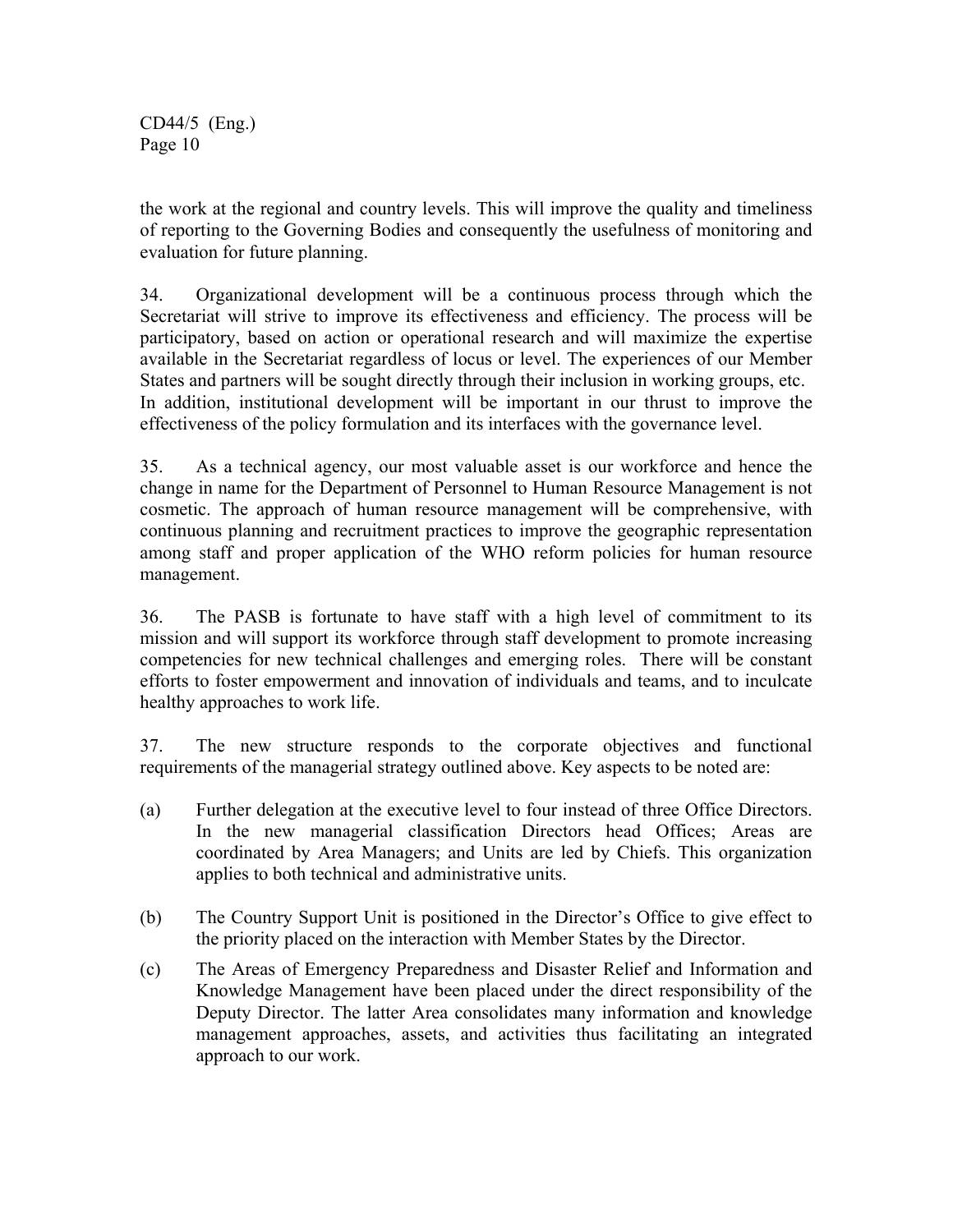the work at the regional and country levels. This will improve the quality and timeliness of reporting to the Governing Bodies and consequently the usefulness of monitoring and evaluation for future planning.

34. Organizational development will be a continuous process through which the Secretariat will strive to improve its effectiveness and efficiency. The process will be participatory, based on action or operational research and will maximize the expertise available in the Secretariat regardless of locus or level. The experiences of our Member States and partners will be sought directly through their inclusion in working groups, etc. In addition, institutional development will be important in our thrust to improve the effectiveness of the policy formulation and its interfaces with the governance level.

35. As a technical agency, our most valuable asset is our workforce and hence the change in name for the Department of Personnel to Human Resource Management is not cosmetic. The approach of human resource management will be comprehensive, with continuous planning and recruitment practices to improve the geographic representation among staff and proper application of the WHO reform policies for human resource management.

36. The PASB is fortunate to have staff with a high level of commitment to its mission and will support its workforce through staff development to promote increasing competencies for new technical challenges and emerging roles. There will be constant efforts to foster empowerment and innovation of individuals and teams, and to inculcate healthy approaches to work life.

37. The new structure responds to the corporate objectives and functional requirements of the managerial strategy outlined above. Key aspects to be noted are:

(a) Further delegation at the executive level to four instead of three Office Directors. In the new managerial classification Directors head Offices; Areas are coordinated by Area Managers; and Units are led by Chiefs. This organization applies to both technical and administrative units.

(b) The Country Support Unit is positioned in the Director's Office to give effect to the priority placed on the interaction with Member States by the Director.

(c) The Areas of Emergency Preparedness and Disaster Relief and Information and Knowledge Management have been placed under the direct responsibility of the Deputy Director. The latter Area consolidates many information and knowledge management approaches, assets, and activities thus facilitating an integrated approach to our work.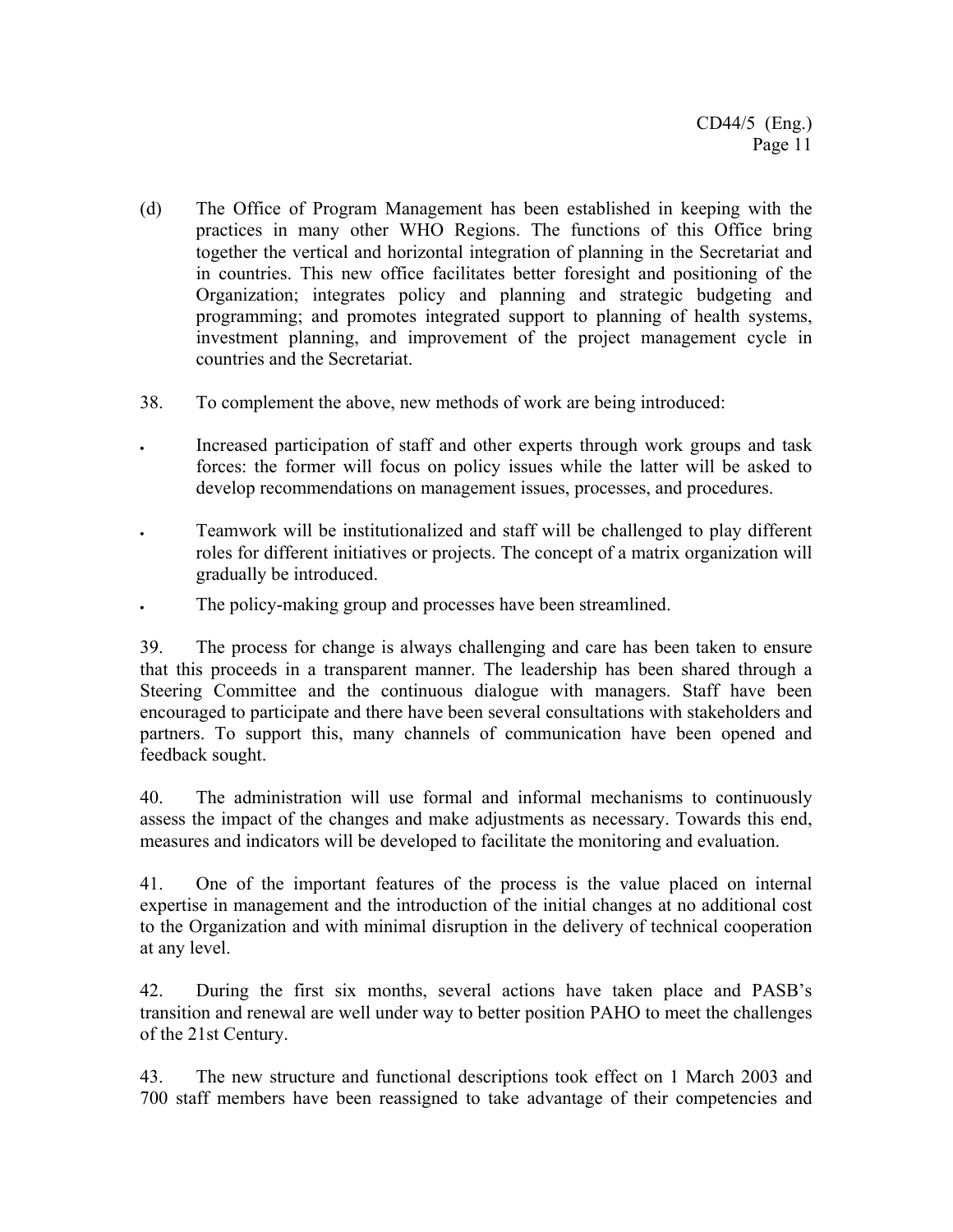(d) The Office of Program Management has been established in keeping with the practices in many other WHO Regions. The functions of this Office bring together the vertical and horizontal integration of planning in the Secretariat and in countries. This new office facilitates better foresight and positioning of the Organization; integrates policy and planning and strategic budgeting and programming; and promotes integrated support to planning of health systems, investment planning, and improvement of the project management cycle in countries and the Secretariat.

38. To complement the above, new methods of work are being introduced:

- Increased participation of staff and other experts through work groups and task forces: the former will focus on policy issues while the latter will be asked to develop recommendations on management issues, processes, and procedures.
- Teamwork will be institutionalized and staff will be challenged to play different roles for different initiatives or projects. The concept of a matrix organization will gradually be introduced.
- The policy-making group and processes have been streamlined.

39. The process for change is always challenging and care has been taken to ensure that this proceeds in a transparent manner. The leadership has been shared through a Steering Committee and the continuous dialogue with managers. Staff have been encouraged to participate and there have been several consultations with stakeholders and partners. To support this, many channels of communication have been opened and feedback sought.

40. The administration will use formal and informal mechanisms to continuously assess the impact of the changes and make adjustments as necessary. Towards this end, measures and indicators will be developed to facilitate the monitoring and evaluation.

41. One of the important features of the process is the value placed on internal expertise in management and the introduction of the initial changes at no additional cost to the Organization and with minimal disruption in the delivery of technical cooperation at any level.

42. During the first six months, several actions have taken place and PASB's transition and renewal are well under way to better position PAHO to meet the challenges of the 21st Century.

43. The new structure and functional descriptions took effect on 1 March 2003 and 700 staff members have been reassigned to take advantage of their competencies and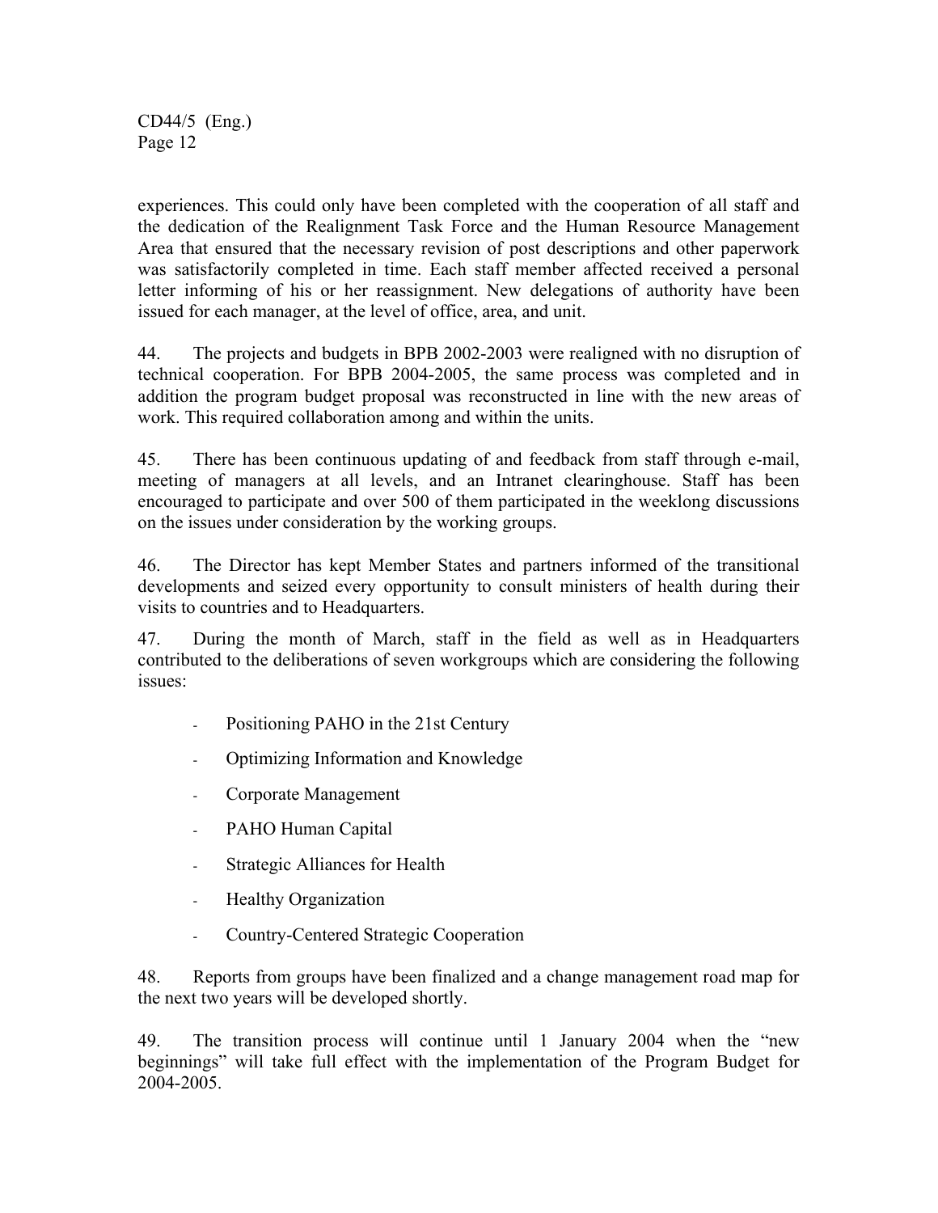experiences. This could only have been completed with the cooperation of all staff and the dedication of the Realignment Task Force and the Human Resource Management Area that ensured that the necessary revision of post descriptions and other paperwork was satisfactorily completed in time. Each staff member affected received a personal letter informing of his or her reassignment. New delegations of authority have been issued for each manager, at the level of office, area, and unit.

44. The projects and budgets in BPB 2002-2003 were realigned with no disruption of technical cooperation. For BPB 2004-2005, the same process was completed and in addition the program budget proposal was reconstructed in line with the new areas of work. This required collaboration among and within the units.

45. There has been continuous updating of and feedback from staff through e-mail, meeting of managers at all levels, and an Intranet clearinghouse. Staff has been encouraged to participate and over 500 of them participated in the weeklong discussions on the issues under consideration by the working groups.

46. The Director has kept Member States and partners informed of the transitional developments and seized every opportunity to consult ministers of health during their visits to countries and to Headquarters.

47. During the month of March, staff in the field as well as in Headquarters contributed to the deliberations of seven workgroups which are considering the following issues:

- Positioning PAHO in the 21st Century
- Optimizing Information and Knowledge
- Corporate Management
- PAHO Human Capital
- Strategic Alliances for Health
- Healthy Organization
- Country-Centered Strategic Cooperation

48. Reports from groups have been finalized and a change management road map for the next two years will be developed shortly.

49. The transition process will continue until 1 January 2004 when the "new beginnings" will take full effect with the implementation of the Program Budget for 2004-2005.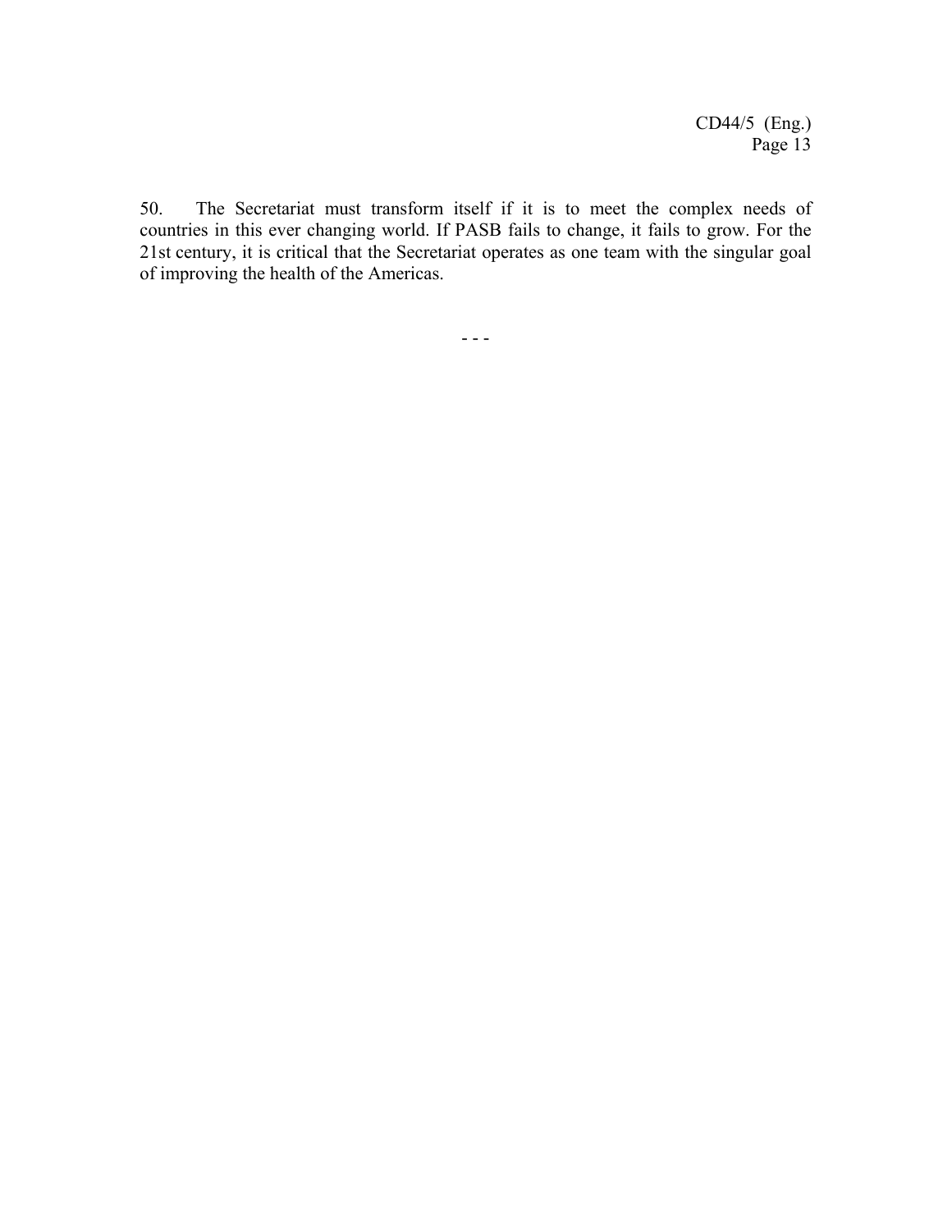50. The Secretariat must transform itself if it is to meet the complex needs of countries in this ever changing world. If PASB fails to change, it fails to grow. For the 21st century, it is critical that the Secretariat operates as one team with the singular goal of improving the health of the Americas.

- - -